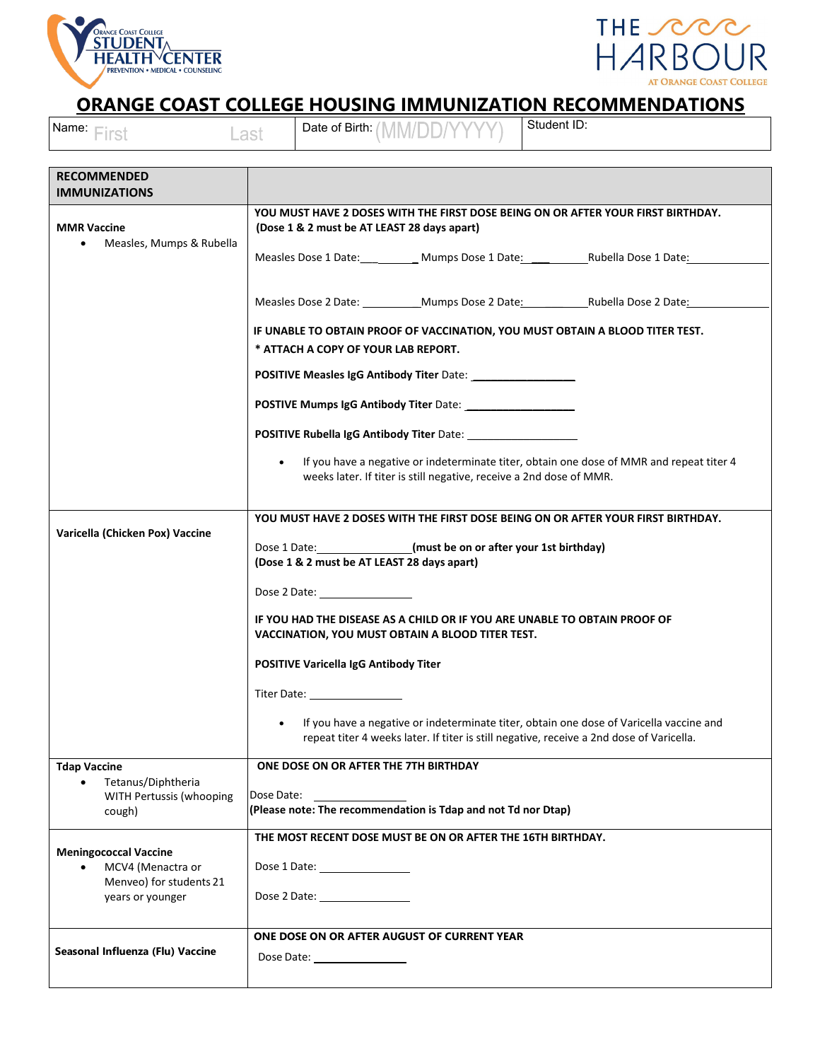Orange Coast College STUDENT HEALTH CENTER PREVENTION • MEDICAL • COUNSELING

THE HARBOUR AT ORANGE COAST COLLEGE

# ORANGE COAST COLLEGE HOUSING IMMUNIZATION RECOMMENDATIONS

| Name: First Last | Date of Birth: (MM/DD/YYYY) | Student ID: |
|---|---|---|

| RECOMMENDED IMMUNIZATIONS | |
|---|---|
| **MMR Vaccine**<br>• Measles, Mumps & Rubella | **YOU MUST HAVE 2 DOSES WITH THE FIRST DOSE BEING ON OR AFTER YOUR FIRST BIRTHDAY. (Dose 1 & 2 must be AT LEAST 28 days apart)**<br>Measles Dose 1 Date:\_\_\_\_\_\_\_\_ Mumps Dose 1 Date:\_\_\_\_\_\_\_\_ Rubella Dose 1 Date:\_\_\_\_\_\_\_\_<br>Measles Dose 2 Date: \_\_\_\_\_\_\_\_ Mumps Dose 2 Date:\_\_\_\_\_\_\_\_ Rubella Dose 2 Date:\_\_\_\_\_\_\_\_<br>**IF UNABLE TO OBTAIN PROOF OF VACCINATION, YOU MUST OBTAIN A BLOOD TITER TEST.**<br>**\* ATTACH A COPY OF YOUR LAB REPORT.**<br>**POSITIVE Measles IgG Antibody Titer** Date: \_\_\_\_\_\_\_\_\_\_\_\_<br>**POSTIVE Mumps IgG Antibody Titer** Date: \_\_\_\_\_\_\_\_\_\_\_\_<br>**POSITIVE Rubella IgG Antibody Titer** Date: \_\_\_\_\_\_\_\_\_\_\_\_<br>• If you have a negative or indeterminate titer, obtain one dose of MMR and repeat titer 4 weeks later. If titer is still negative, receive a 2nd dose of MMR. |
| **Varicella (Chicken Pox) Vaccine** | **YOU MUST HAVE 2 DOSES WITH THE FIRST DOSE BEING ON OR AFTER YOUR FIRST BIRTHDAY.**<br>Dose 1 Date:\_\_\_\_\_\_\_\_\_\_\_\_**(must be on or after your 1st birthday)**<br>**(Dose 1 & 2 must be AT LEAST 28 days apart)**<br>Dose 2 Date: \_\_\_\_\_\_\_\_\_\_\_\_<br>**IF YOU HAD THE DISEASE AS A CHILD OR IF YOU ARE UNABLE TO OBTAIN PROOF OF VACCINATION, YOU MUST OBTAIN A BLOOD TITER TEST.**<br>**POSITIVE Varicella IgG Antibody Titer**<br>Titer Date: \_\_\_\_\_\_\_\_\_\_\_\_<br>• If you have a negative or indeterminate titer, obtain one dose of Varicella vaccine and repeat titer 4 weeks later. If titer is still negative, receive a 2nd dose of Varicella. |
| **Tdap Vaccine**<br>• Tetanus/Diphtheria WITH Pertussis (whooping cough) | **ONE DOSE ON OR AFTER THE 7TH BIRTHDAY**<br>Dose Date: \_\_\_\_\_\_\_\_\_\_\_\_<br>**(Please note: The recommendation is Tdap and not Td nor Dtap)** |
| **Meningococcal Vaccine**<br>• MCV4 (Menactra or Menveo) for students 21 years or younger | **THE MOST RECENT DOSE MUST BE ON OR AFTER THE 16TH BIRTHDAY.**<br>Dose 1 Date: \_\_\_\_\_\_\_\_\_\_\_\_<br>Dose 2 Date: \_\_\_\_\_\_\_\_\_\_\_\_ |
| **Seasonal Influenza (Flu) Vaccine** | **ONE DOSE ON OR AFTER AUGUST OF CURRENT YEAR**<br>Dose Date: \_\_\_\_\_\_\_\_\_\_\_\_ |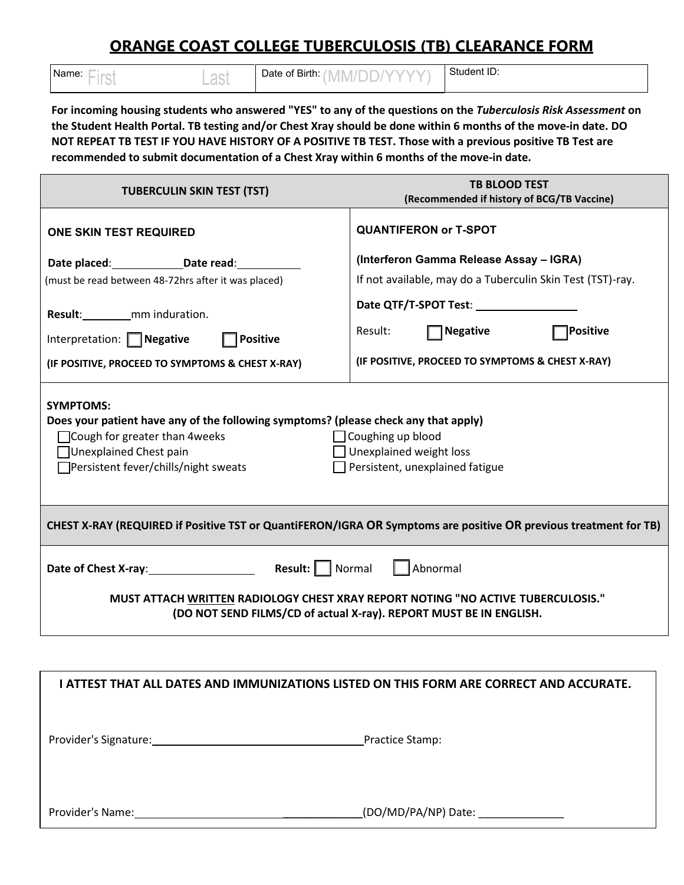# ORANGE COAST COLLEGE TUBERCULOSIS (TB) CLEARANCE FORM

| | | |
|---|---|---|
| Name: First Last | Date of Birth: (MM/DD/YYYY) | Student ID: |

**For incoming housing students who answered "YES" to any of the questions on the *Tuberculosis Risk Assessment* on the Student Health Portal. TB testing and/or Chest Xray should be done within 6 months of the move-in date. DO NOT REPEAT TB TEST IF YOU HAVE HISTORY OF A POSITIVE TB TEST. Those with a previous positive TB Test are recommended to submit documentation of a Chest Xray within 6 months of the move-in date.**

| **TUBERCULIN SKIN TEST (TST)** | **TB BLOOD TEST** (Recommended if history of BCG/TB Vaccine) |
|---|---|
| **ONE SKIN TEST REQUIRED** | **QUANTIFERON or T-SPOT** |
| **Date placed**: ___________ **Date read**: ___________ (must be read between 48-72hrs after it was placed) | **(Interferon Gamma Release Assay – IGRA)** If not available, may do a Tuberculin Skin Test (TST)-ray. |
| **Result**: ________ mm induration. | **Date QTF/T-SPOT Test**: ________________ |
| Interpretation: ☐ **Negative** ☐ **Positive** | Result: ☐ **Negative** ☐ **Positive** |
| **(IF POSITIVE, PROCEED TO SYMPTOMS & CHEST X-RAY)** | **(IF POSITIVE, PROCEED TO SYMPTOMS & CHEST X-RAY)** |

**SYMPTOMS:**
**Does your patient have any of the following symptoms? (please check any that apply)**

- ☐ Cough for greater than 4weeks
- ☐ Unexplained Chest pain
- ☐ Persistent fever/chills/night sweats
- ☐ Coughing up blood
- ☐ Unexplained weight loss
- ☐ Persistent, unexplained fatigue

**CHEST X-RAY (REQUIRED if Positive TST or QuantiFERON/IGRA OR Symptoms are positive OR previous treatment for TB)**

**Date of Chest X-ray**: ________________ **Result:** ☐ Normal ☐ Abnormal

**MUST ATTACH WRITTEN RADIOLOGY CHEST XRAY REPORT NOTING "NO ACTIVE TUBERCULOSIS." (DO NOT SEND FILMS/CD of actual X-ray). REPORT MUST BE IN ENGLISH.**

**I ATTEST THAT ALL DATES AND IMMUNIZATIONS LISTED ON THIS FORM ARE CORRECT AND ACCURATE.**

Provider's Signature: ________________________________ Practice Stamp:

Provider's Name: ________________________________ (DO/MD/PA/NP) Date: ______________